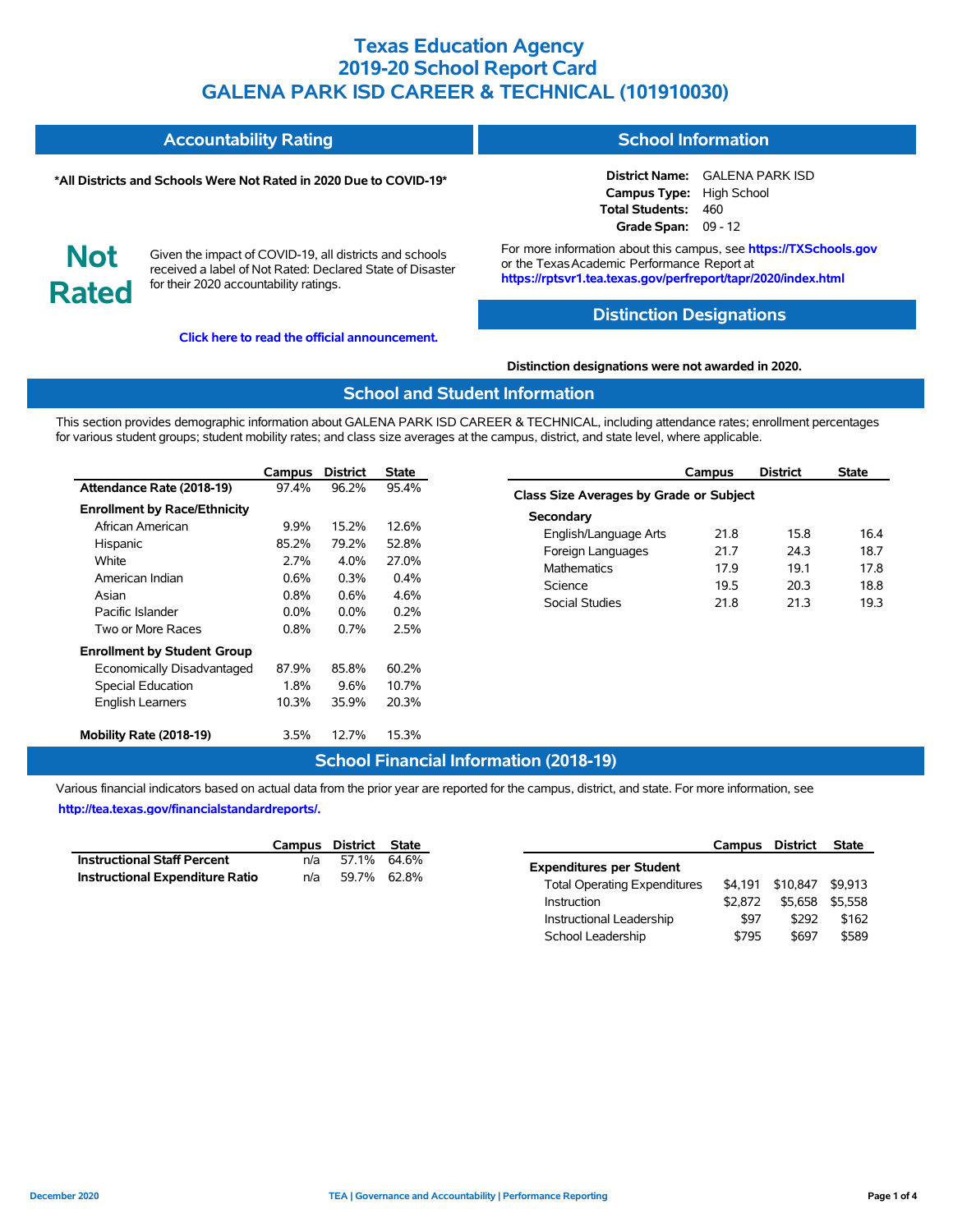# Texas Education Agency
# 2019-20 School Report Card
# GALENA PARK ISD CAREER & TECHNICAL (101910030)

## Accountability Rating

**\*All Districts and Schools Were Not Rated in 2020 Due to COVID-19\***

**Not Rated**

Given the impact of COVID-19, all districts and schools received a label of Not Rated: Declared State of Disaster for their 2020 accountability ratings.

**Click here to read the official announcement.**

## School Information

**District Name:** GALENA PARK ISD
**Campus Type:** High School
**Total Students:** 460
**Grade Span:** 09 - 12

For more information about this campus, see **https://TXSchools.gov** or the Texas Academic Performance Report at **https://rptsvr1.tea.texas.gov/perfreport/tapr/2020/index.html**

## Distinction Designations

**Distinction designations were not awarded in 2020.**

## School and Student Information

This section provides demographic information about GALENA PARK ISD CAREER & TECHNICAL, including attendance rates; enrollment percentages for various student groups; student mobility rates; and class size averages at the campus, district, and state level, where applicable.

| | Campus | District | State |
|---|---|---|---|
| **Attendance Rate (2018-19)** | 97.4% | 96.2% | 95.4% |
| **Enrollment by Race/Ethnicity** | | | |
| African American | 9.9% | 15.2% | 12.6% |
| Hispanic | 85.2% | 79.2% | 52.8% |
| White | 2.7% | 4.0% | 27.0% |
| American Indian | 0.6% | 0.3% | 0.4% |
| Asian | 0.8% | 0.6% | 4.6% |
| Pacific Islander | 0.0% | 0.0% | 0.2% |
| Two or More Races | 0.8% | 0.7% | 2.5% |
| **Enrollment by Student Group** | | | |
| Economically Disadvantaged | 87.9% | 85.8% | 60.2% |
| Special Education | 1.8% | 9.6% | 10.7% |
| English Learners | 10.3% | 35.9% | 20.3% |
| **Mobility Rate (2018-19)** | 3.5% | 12.7% | 15.3% |

| | Campus | District | State |
|---|---|---|---|
| **Class Size Averages by Grade or Subject** | | | |
| **Secondary** | | | |
| English/Language Arts | 21.8 | 15.8 | 16.4 |
| Foreign Languages | 21.7 | 24.3 | 18.7 |
| Mathematics | 17.9 | 19.1 | 17.8 |
| Science | 19.5 | 20.3 | 18.8 |
| Social Studies | 21.8 | 21.3 | 19.3 |

## School Financial Information (2018-19)

Various financial indicators based on actual data from the prior year are reported for the campus, district, and state. For more information, see **http://tea.texas.gov/financialstandardreports/.**

| | Campus | District | State |
|---|---|---|---|
| **Instructional Staff Percent** | n/a | 57.1% | 64.6% |
| **Instructional Expenditure Ratio** | n/a | 59.7% | 62.8% |

| | Campus | District | State |
|---|---|---|---|
| **Expenditures per Student** | | | |
| Total Operating Expenditures | $4,191 | $10,847 | $9,913 |
| Instruction | $2,872 | $5,658 | $5,558 |
| Instructional Leadership | $97 | $292 | $162 |
| School Leadership | $795 | $697 | $589 |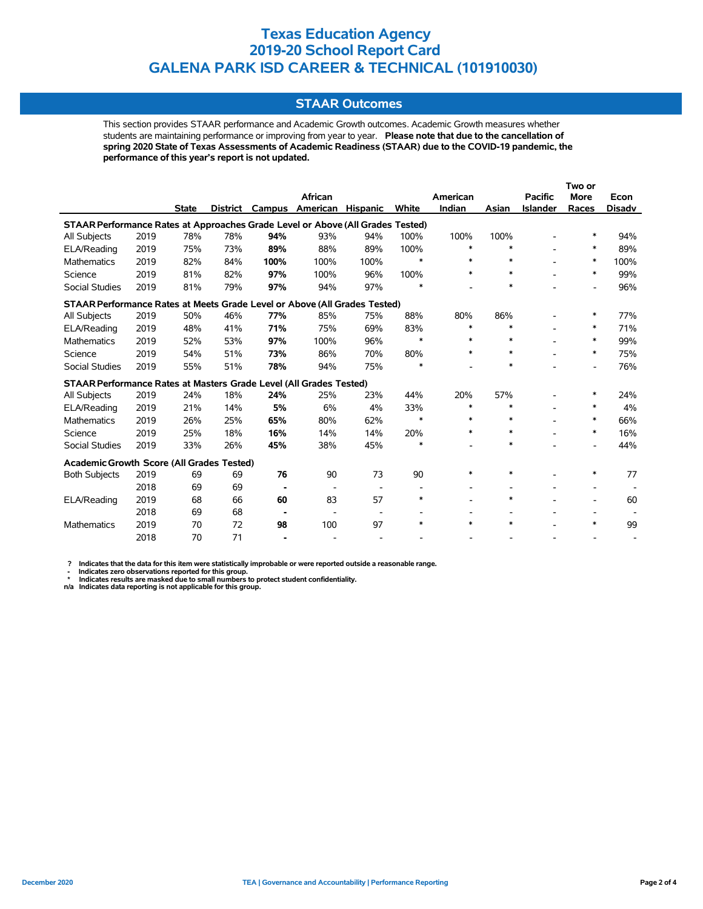# Texas Education Agency
# 2019-20 School Report Card
# GALENA PARK ISD CAREER & TECHNICAL (101910030)

## STAAR Outcomes

This section provides STAAR performance and Academic Growth outcomes. Academic Growth measures whether students are maintaining performance or improving from year to year. **Please note that due to the cancellation of spring 2020 State of Texas Assessments of Academic Readiness (STAAR) due to the COVID-19 pandemic, the performance of this year's report is not updated.**

| | | State | District | Campus | African American | Hispanic | White | American Indian | Asian | Pacific Islander | Two or More Races | Econ Disadv |
|---|---|---|---|---|---|---|---|---|---|---|---|---|
| **STAAR Performance Rates at Approaches Grade Level or Above (All Grades Tested)** | | | | | | | | | | | | |
| All Subjects | 2019 | 78% | 78% | **94%** | 93% | 94% | 100% | 100% | 100% | - | * | 94% |
| ELA/Reading | 2019 | 75% | 73% | **89%** | 88% | 89% | 100% | * | * | - | * | 89% |
| Mathematics | 2019 | 82% | 84% | **100%** | 100% | 100% | * | * | * | - | * | 100% |
| Science | 2019 | 81% | 82% | **97%** | 100% | 96% | 100% | * | * | - | * | 99% |
| Social Studies | 2019 | 81% | 79% | **97%** | 94% | 97% | * | - | * | - | - | 96% |
| **STAAR Performance Rates at Meets Grade Level or Above (All Grades Tested)** | | | | | | | | | | | | |
| All Subjects | 2019 | 50% | 46% | **77%** | 85% | 75% | 88% | 80% | 86% | - | * | 77% |
| ELA/Reading | 2019 | 48% | 41% | **71%** | 75% | 69% | 83% | * | * | - | * | 71% |
| Mathematics | 2019 | 52% | 53% | **97%** | 100% | 96% | * | * | * | - | * | 99% |
| Science | 2019 | 54% | 51% | **73%** | 86% | 70% | 80% | * | * | - | * | 75% |
| Social Studies | 2019 | 55% | 51% | **78%** | 94% | 75% | * | - | * | - | - | 76% |
| **STAAR Performance Rates at Masters Grade Level (All Grades Tested)** | | | | | | | | | | | | |
| All Subjects | 2019 | 24% | 18% | **24%** | 25% | 23% | 44% | 20% | 57% | - | * | 24% |
| ELA/Reading | 2019 | 21% | 14% | **5%** | 6% | 4% | 33% | * | * | - | * | 4% |
| Mathematics | 2019 | 26% | 25% | **65%** | 80% | 62% | * | * | * | - | * | 66% |
| Science | 2019 | 25% | 18% | **16%** | 14% | 14% | 20% | * | * | - | * | 16% |
| Social Studies | 2019 | 33% | 26% | **45%** | 38% | 45% | * | - | * | - | - | 44% |
| **Academic Growth Score (All Grades Tested)** | | | | | | | | | | | | |
| Both Subjects | 2019 | 69 | 69 | **76** | 90 | 73 | 90 | * | * | - | * | 77 |
| | 2018 | 69 | 69 | **-** | - | - | - | - | - | - | - | - |
| ELA/Reading | 2019 | 68 | 66 | **60** | 83 | 57 | * | - | * | - | - | 60 |
| | 2018 | 69 | 68 | **-** | - | - | - | - | - | - | - | - |
| Mathematics | 2019 | 70 | 72 | **98** | 100 | 97 | * | * | * | - | * | 99 |
| | 2018 | 70 | 71 | **-** | - | - | - | - | - | - | - | - |

**? Indicates that the data for this item were statistically improbable or were reported outside a reasonable range.**
**- Indicates zero observations reported for this group.**
**\* Indicates results are masked due to small numbers to protect student confidentiality.**
**n/a Indicates data reporting is not applicable for this group.**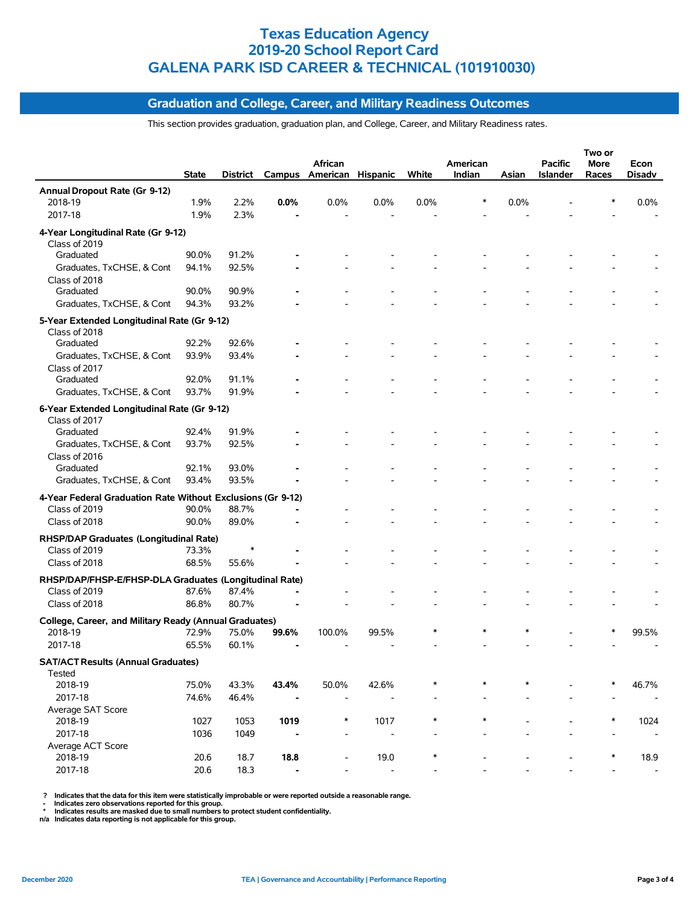# Texas Education Agency
# 2019-20 School Report Card
# GALENA PARK ISD CAREER & TECHNICAL (101910030)

## Graduation and College, Career, and Military Readiness Outcomes

This section provides graduation, graduation plan, and College, Career, and Military Readiness rates.

| | State | District | Campus | African American | Hispanic | White | American Indian | Asian | Pacific Islander | Two or More Races | Econ Disadv |
|---|---|---|---|---|---|---|---|---|---|---|---|
| **Annual Dropout Rate (Gr 9-12)** | | | | | | | | | | | |
| 2018-19 | 1.9% | 2.2% | **0.0%** | 0.0% | 0.0% | 0.0% | * | 0.0% | - | * | 0.0% |
| 2017-18 | 1.9% | 2.3% | **-** | - | - | - | - | - | - | - | - |
| **4-Year Longitudinal Rate (Gr 9-12)** | | | | | | | | | | | |
| Class of 2019 | | | | | | | | | | | |
| Graduated | 90.0% | 91.2% | **-** | - | - | - | - | - | - | - | - |
| Graduates, TxCHSE, & Cont | 94.1% | 92.5% | **-** | - | - | - | - | - | - | - | - |
| Class of 2018 | | | | | | | | | | | |
| Graduated | 90.0% | 90.9% | **-** | - | - | - | - | - | - | - | - |
| Graduates, TxCHSE, & Cont | 94.3% | 93.2% | **-** | - | - | - | - | - | - | - | - |
| **5-Year Extended Longitudinal Rate (Gr 9-12)** | | | | | | | | | | | |
| Class of 2018 | | | | | | | | | | | |
| Graduated | 92.2% | 92.6% | **-** | - | - | - | - | - | - | - | - |
| Graduates, TxCHSE, & Cont | 93.9% | 93.4% | **-** | - | - | - | - | - | - | - | - |
| Class of 2017 | | | | | | | | | | | |
| Graduated | 92.0% | 91.1% | **-** | - | - | - | - | - | - | - | - |
| Graduates, TxCHSE, & Cont | 93.7% | 91.9% | **-** | - | - | - | - | - | - | - | - |
| **6-Year Extended Longitudinal Rate (Gr 9-12)** | | | | | | | | | | | |
| Class of 2017 | | | | | | | | | | | |
| Graduated | 92.4% | 91.9% | **-** | - | - | - | - | - | - | - | - |
| Graduates, TxCHSE, & Cont | 93.7% | 92.5% | **-** | - | - | - | - | - | - | - | - |
| Class of 2016 | | | | | | | | | | | |
| Graduated | 92.1% | 93.0% | **-** | - | - | - | - | - | - | - | - |
| Graduates, TxCHSE, & Cont | 93.4% | 93.5% | **-** | - | - | - | - | - | - | - | - |
| **4-Year Federal Graduation Rate Without Exclusions (Gr 9-12)** | | | | | | | | | | | |
| Class of 2019 | 90.0% | 88.7% | **-** | - | - | - | - | - | - | - | - |
| Class of 2018 | 90.0% | 89.0% | **-** | - | - | - | - | - | - | - | - |
| **RHSP/DAP Graduates (Longitudinal Rate)** | | | | | | | | | | | |
| Class of 2019 | 73.3% | * | **-** | - | - | - | - | - | - | - | - |
| Class of 2018 | 68.5% | 55.6% | **-** | - | - | - | - | - | - | - | - |
| **RHSP/DAP/FHSP-E/FHSP-DLA Graduates (Longitudinal Rate)** | | | | | | | | | | | |
| Class of 2019 | 87.6% | 87.4% | **-** | - | - | - | - | - | - | - | - |
| Class of 2018 | 86.8% | 80.7% | **-** | - | - | - | - | - | - | - | - |
| **College, Career, and Military Ready (Annual Graduates)** | | | | | | | | | | | |
| 2018-19 | 72.9% | 75.0% | **99.6%** | 100.0% | 99.5% | * | * | * | - | * | 99.5% |
| 2017-18 | 65.5% | 60.1% | **-** | - | - | - | - | - | - | - | - |
| **SAT/ACT Results (Annual Graduates)** | | | | | | | | | | | |
| Tested | | | | | | | | | | | |
| 2018-19 | 75.0% | 43.3% | **43.4%** | 50.0% | 42.6% | * | * | * | - | * | 46.7% |
| 2017-18 | 74.6% | 46.4% | **-** | - | - | - | - | - | - | - | - |
| Average SAT Score | | | | | | | | | | | |
| 2018-19 | 1027 | 1053 | **1019** | * | 1017 | * | * | - | - | * | 1024 |
| 2017-18 | 1036 | 1049 | **-** | - | - | - | - | - | - | - | - |
| Average ACT Score | | | | | | | | | | | |
| 2018-19 | 20.6 | 18.7 | **18.8** | - | 19.0 | * | - | - | - | * | 18.9 |
| 2017-18 | 20.6 | 18.3 | **-** | - | - | - | - | - | - | - | - |

**?** Indicates that the data for this item were statistically improbable or were reported outside a reasonable range.
**-** Indicates zero observations reported for this group.
**\*** Indicates results are masked due to small numbers to protect student confidentiality.
**n/a** Indicates data reporting is not applicable for this group.